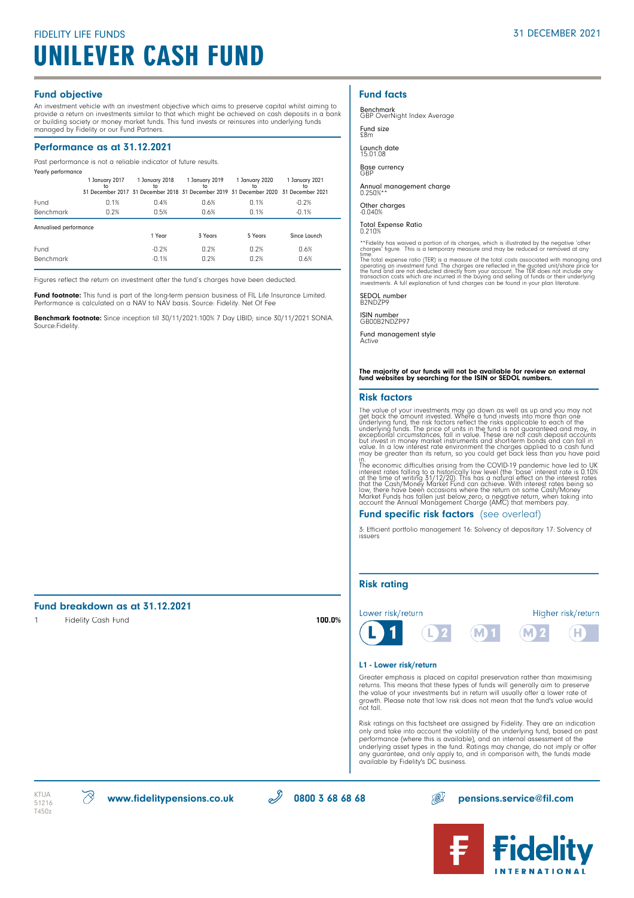FIDELITY LIFE FUNDS

31 DECEMBER 2021

# UNILEVER CASH FUND

## Fund objective

An investment vehicle with an investment objective which aims to preserve capital whilst aiming to provide a return on investments similar to that which might be achieved on cash deposits in a bank or building society or money market funds. This fund invests or reinsures into underlying funds managed by Fidelity or our Fund Partners.

## Performance as at 31.12.2021

Past performance is not a reliable indicator of future results.

Yearly performance

| | 1 January 2017 to 31 December 2017 | 1 January 2018 to 31 December 2018 | 1 January 2019 to 31 December 2019 | 1 January 2020 to 31 December 2020 | 1 January 2021 to 31 December 2021 |
|---|---|---|---|---|---|
| Fund | 0.1% | 0.4% | 0.6% | 0.1% | -0.2% |
| Benchmark | 0.2% | 0.5% | 0.6% | 0.1% | -0.1% |

Annualised performance

| | 1 Year | 3 Years | 5 Years | Since Launch |
|---|---|---|---|---|
| Fund | -0.2% | 0.2% | 0.2% | 0.6% |
| Benchmark | -0.1% | 0.2% | 0.2% | 0.6% |

Figures reflect the return on investment after the fund's charges have been deducted.

**Fund footnote:** This fund is part of the long-term pension business of FIL Life Insurance Limited. Performance is calculated on a NAV to NAV basis. Source: Fidelity. Net Of Fee

**Benchmark footnote:** Since inception till 30/11/2021:100% 7 Day LIBID; since 30/11/2021 SONIA. Source:Fidelity.

## Fund breakdown as at 31.12.2021

| | | |
|---|---|---|
| 1 | Fidelity Cash Fund | **100.0%** |

## Fund facts

Benchmark
GBP OverNight Index Average

Fund size
£8m

Launch date
15.01.08

Base currency
GBP

Annual management charge
0.250%**

Other charges
-0.040%

Total Expense Ratio
0.210%

**Fidelity has waived a portion of its charges, which is illustrated by the negative 'other charges' figure. This is a temporary measure and may be reduced or removed at any time.
The total expense ratio (TER) is a measure of the total costs associated with managing and operating an investment fund. The charges are reflected in the quoted unit/share price for the fund and are not deducted directly from your account. The TER does not include any transaction costs which are incurred in the buying and selling of funds or their underlying investments. A full explanation of fund charges can be found in your plan literature.

SEDOL number
B2NDZP9

ISIN number
GB00B2NDZP97

Fund management style
Active

**The majority of our funds will not be available for review on external fund websites by searching for the ISIN or SEDOL numbers.**

## Risk factors

The value of your investments may go down as well as up and you may not get back the amount invested. Where a fund invests into more than one underlying fund, the risk factors reflect the risks applicable to each of the underlying funds. The price of units in the fund is not guaranteed and may, in exceptional circumstances, fall in value. These are not cash deposit accounts but invest in money market instruments and short-term bonds and can fall in value. In a low interest rate environment the charges applied to a cash fund may be greater than its return, so you could get back less than you have paid in.
The economic difficulties arising from the COVID-19 pandemic have led to UK interest rates falling to a historically low level (the 'base' interest rate is 0.10% at the time of writing 31/12/20). This has a natural effect on the interest rates that the Cash/Money Market Fund can achieve. With interest rates being so low, there have been occasions where the return on some Cash/Money Market Funds has fallen just below zero, a negative return, when taking into account the Annual Management Charge (AMC) that members pay.

## Fund specific risk factors (see overleaf)

3: Efficient portfolio management 16: Solvency of depositary 17: Solvency of issuers

## Risk rating

Lower risk/return — L1 | L2 | M1 | M2 | H — Higher risk/return

### L1 - Lower risk/return

Greater emphasis is placed on capital preservation rather than maximising returns. This means that these types of funds will generally aim to preserve the value of your investments but in return will usually offer a lower rate of growth. Please note that low risk does not mean that the fund's value would not fall.

Risk ratings on this factsheet are assigned by Fidelity. They are an indication only and take into account the volatility of the underlying fund, based on past performance (where this is available), and an internal assessment of the underlying asset types in the fund. Ratings may change, do not imply or offer any guarantee, and only apply to, and in comparison with, the funds made available by Fidelity's DC business.

KTUA
51216
T450z

**www.fidelitypensions.co.uk** **0800 3 68 68 68** **pensions.service@fil.com**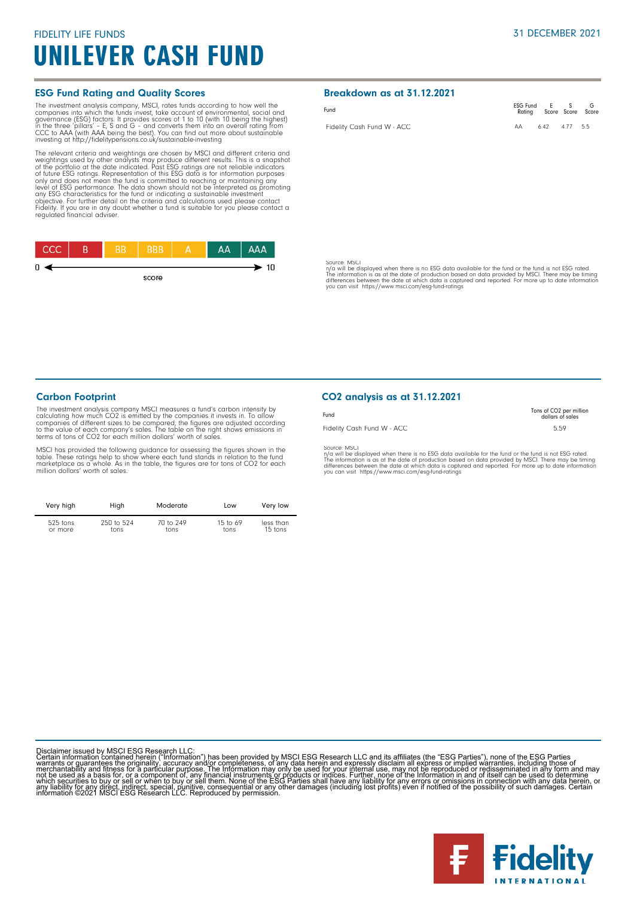FIDELITY LIFE FUNDS

# UNILEVER CASH FUND

31 DECEMBER 2021

## ESG Fund Rating and Quality Scores

The investment analysis company, MSCI, rates funds according to how well the companies into which the funds invest, take account of environmental, social and governance (ESG) factors. It provides scores of 1 to 10 (with 10 being the highest) in the three 'pillars' – E, S and G – and converts them into an overall rating from CCC to AAA (with AAA being the best). You can find out more about sustainable investing at http://fidelitypensions.co.uk/sustainable-investing

The relevant criteria and weightings are chosen by MSCI and different criteria and weightings used by other analysts may produce different results. This is a snapshot of the portfolio at the date indicated. Past ESG ratings are not reliable indicators of future ESG ratings. Representation of this ESG data is for information purposes only and does not mean the fund is committed to reaching or maintaining any level of ESG performance. The data shown should not be interpreted as promoting any ESG characteristics for the fund or indicating a sustainable investment objective. For further detail on the criteria and calculations used please contact Fidelity. If you are in any doubt whether a fund is suitable for you please contact a regulated financial adviser.

| CCC | B | BB | BBB | A | AA | AAA |
|---|---|---|---|---|---|---|

0 ← score → 10

## Breakdown as at 31.12.2021

| Fund | ESG Fund Rating | E Score | S Score | G Score |
|---|---|---|---|---|
| Fidelity Cash Fund W - ACC | AA | 6.42 | 4.77 | 5.5 |

Source: MSCI
n/a will be displayed when there is no ESG data available for the fund or the fund is not ESG rated.
The information is as at the date of production based on data provided by MSCI. There may be timing differences between the date at which data is captured and reported. For more up to date information you can visit https://www.msci.com/esg-fund-ratings

## Carbon Footprint

The investment analysis company MSCI measures a fund's carbon intensity by calculating how much $CO_2$ is emitted by the companies it invests in. To allow companies of different sizes to be compared, the figures are adjusted according to the value of each company's sales. The table on the right shows emissions in terms of tons of $CO_2$ for each million dollars' worth of sales.

MSCI has provided the following guidance for assessing the figures shown in the table. These ratings help to show where each fund stands in relation to the fund marketplace as a whole. As in the table, the figures are for tons of $CO_2$ for each million dollars' worth of sales.

| Very high | High | Moderate | Low | Very low |
|---|---|---|---|---|
| 525 tons or more | 250 to 524 tons | 70 to 249 tons | 15 to 69 tons | less than 15 tons |

## $CO_2$ analysis as at 31.12.2021

| Fund | Tons of $CO_2$ per million dollars of sales |
|---|---|
| Fidelity Cash Fund W - ACC | 5.59 |

Source: MSCI
n/a will be displayed when there is no ESG data available for the fund or the fund is not ESG rated.
The information is as at the date of production based on data provided by MSCI. There may be timing differences between the date at which data is captured and reported. For more up to date information you can visit https://www.msci.com/esg-fund-ratings

Disclaimer issued by MSCI ESG Research LLC:
Certain information contained herein ("Information") has been provided by MSCI ESG Research LLC and its affiliates (the "ESG Parties"), none of the ESG Parties warrants or guarantees the originality, accuracy and/or completeness, of any data herein and expressly disclaim all express or implied warranties, including those of merchantability and fitness for a particular purpose. The Information may only be used for your internal use, may not be reproduced or redisseminated in any form and may not be used as a basis for, or a component of, any financial instruments or products or indices. Further, none of the Information in and of itself can be used to determine which securities to buy or sell or when to buy or sell them. None of the ESG Parties shall have any liability for any errors or omissions in connection with any data herein, or any liability for any direct, indirect, special, punitive, consequential or any other damages (including lost profits) even if notified of the possibility of such damages. Certain information ©2021 MSCI ESG Research LLC. Reproduced by permission.

Fidelity INTERNATIONAL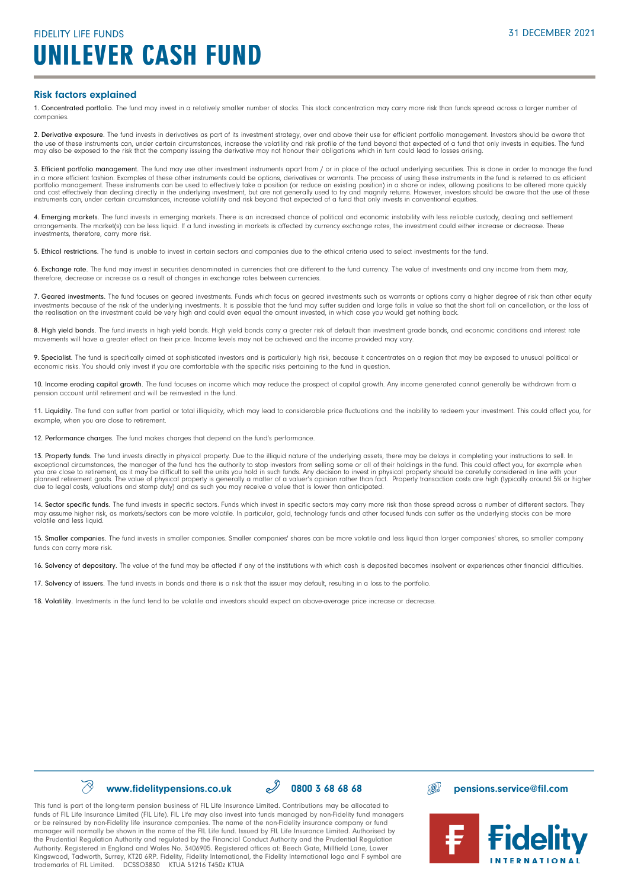FIDELITY LIFE FUNDS

31 DECEMBER 2021

# UNILEVER CASH FUND

## Risk factors explained

1. **Concentrated portfolio.** The fund may invest in a relatively smaller number of stocks. This stock concentration may carry more risk than funds spread across a larger number of companies.

2. **Derivative exposure.** The fund invests in derivatives as part of its investment strategy, over and above their use for efficient portfolio management. Investors should be aware that the use of these instruments can, under certain circumstances, increase the volatility and risk profile of the fund beyond that expected of a fund that only invests in equities. The fund may also be exposed to the risk that the company issuing the derivative may not honour their obligations which in turn could lead to losses arising.

3. **Efficient portfolio management.** The fund may use other investment instruments apart from / or in place of the actual underlying securities. This is done in order to manage the fund in a more efficient fashion. Examples of these other instruments could be options, derivatives or warrants. The process of using these instruments in the fund is referred to as efficient portfolio management. These instruments can be used to effectively take a position (or reduce an existing position) in a share or index, allowing positions to be altered more quickly and cost effectively than dealing directly in the underlying investment, but are not generally used to try and magnify returns. However, investors should be aware that the use of these instruments can, under certain circumstances, increase volatility and risk beyond that expected of a fund that only invests in conventional equities.

4. **Emerging markets.** The fund invests in emerging markets. There is an increased chance of political and economic instability with less reliable custody, dealing and settlement arrangements. The market(s) can be less liquid. If a fund investing in markets is affected by currency exchange rates, the investment could either increase or decrease. These investments, therefore, carry more risk.

5. **Ethical restrictions.** The fund is unable to invest in certain sectors and companies due to the ethical criteria used to select investments for the fund.

6. **Exchange rate.** The fund may invest in securities denominated in currencies that are different to the fund currency. The value of investments and any income from them may, therefore, decrease or increase as a result of changes in exchange rates between currencies.

7. **Geared investments.** The fund focuses on geared investments. Funds which focus on geared investments such as warrants or options carry a higher degree of risk than other equity investments because of the risk of the underlying investments. It is possible that the fund may suffer sudden and large falls in value so that the short fall on cancellation, or the loss of the realisation on the investment could be very high and could even equal the amount invested, in which case you would get nothing back.

8. **High yield bonds.** The fund invests in high yield bonds. High yield bonds carry a greater risk of default than investment grade bonds, and economic conditions and interest rate movements will have a greater effect on their price. Income levels may not be achieved and the income provided may vary.

9. **Specialist.** The fund is specifically aimed at sophisticated investors and is particularly high risk, because it concentrates on a region that may be exposed to unusual political or economic risks. You should only invest if you are comfortable with the specific risks pertaining to the fund in question.

10. **Income eroding capital growth.** The fund focuses on income which may reduce the prospect of capital growth. Any income generated cannot generally be withdrawn from a pension account until retirement and will be reinvested in the fund.

11. **Liquidity.** The fund can suffer from partial or total illiquidity, which may lead to considerable price fluctuations and the inability to redeem your investment. This could affect you, for example, when you are close to retirement.

12. **Performance charges.** The fund makes charges that depend on the fund's performance.

13. **Property funds.** The fund invests directly in physical property. Due to the illiquid nature of the underlying assets, there may be delays in completing your instructions to sell. In exceptional circumstances, the manager of the fund has the authority to stop investors from selling some or all of their holdings in the fund. This could affect you, for example when you are close to retirement, as it may be difficult to sell the units you hold in such funds. Any decision to invest in physical property should be carefully considered in line with your planned retirement goals. The value of physical property is generally a matter of a valuer's opinion rather than fact. Property transaction costs are high (typically around 5% or higher due to legal costs, valuations and stamp duty) and as such you may receive a value that is lower than anticipated.

14. **Sector specific funds.** The fund invests in specific sectors. Funds which invest in specific sectors may carry more risk than those spread across a number of different sectors. They may assume higher risk, as markets/sectors can be more volatile. In particular, gold, technology funds and other focused funds can suffer as the underlying stocks can be more volatile and less liquid.

15. **Smaller companies.** The fund invests in smaller companies. Smaller companies' shares can be more volatile and less liquid than larger companies' shares, so smaller company funds can carry more risk.

16. **Solvency of depositary.** The value of the fund may be affected if any of the institutions with which cash is deposited becomes insolvent or experiences other financial difficulties.

17. **Solvency of issuers.** The fund invests in bonds and there is a risk that the issuer may default, resulting in a loss to the portfolio.

18. **Volatility.** Investments in the fund tend to be volatile and investors should expect an above-average price increase or decrease.

**www.fidelitypensions.co.uk** **0800 3 68 68 68** **pensions.service@fil.com**

This fund is part of the long-term pension business of FIL Life Insurance Limited. Contributions may be allocated to funds of FIL Life Insurance Limited (FIL Life). FIL Life may also invest into funds managed by non-Fidelity fund managers or be reinsured by non-Fidelity life insurance companies. The name of the non-Fidelity insurance company or fund manager will normally be shown in the name of the FIL Life fund. Issued by FIL Life Insurance Limited. Authorised by the Prudential Regulation Authority and regulated by the Financial Conduct Authority and the Prudential Regulation Authority. Registered in England and Wales No. 3406905. Registered offices at: Beech Gate, Millfield Lane, Lower Kingswood, Tadworth, Surrey, KT20 6RP. Fidelity, Fidelity International, the Fidelity International logo and F symbol are trademarks of FIL Limited. DCSSO3830 KTUA 51216 T450z KTUA

Fidelity INTERNATIONAL